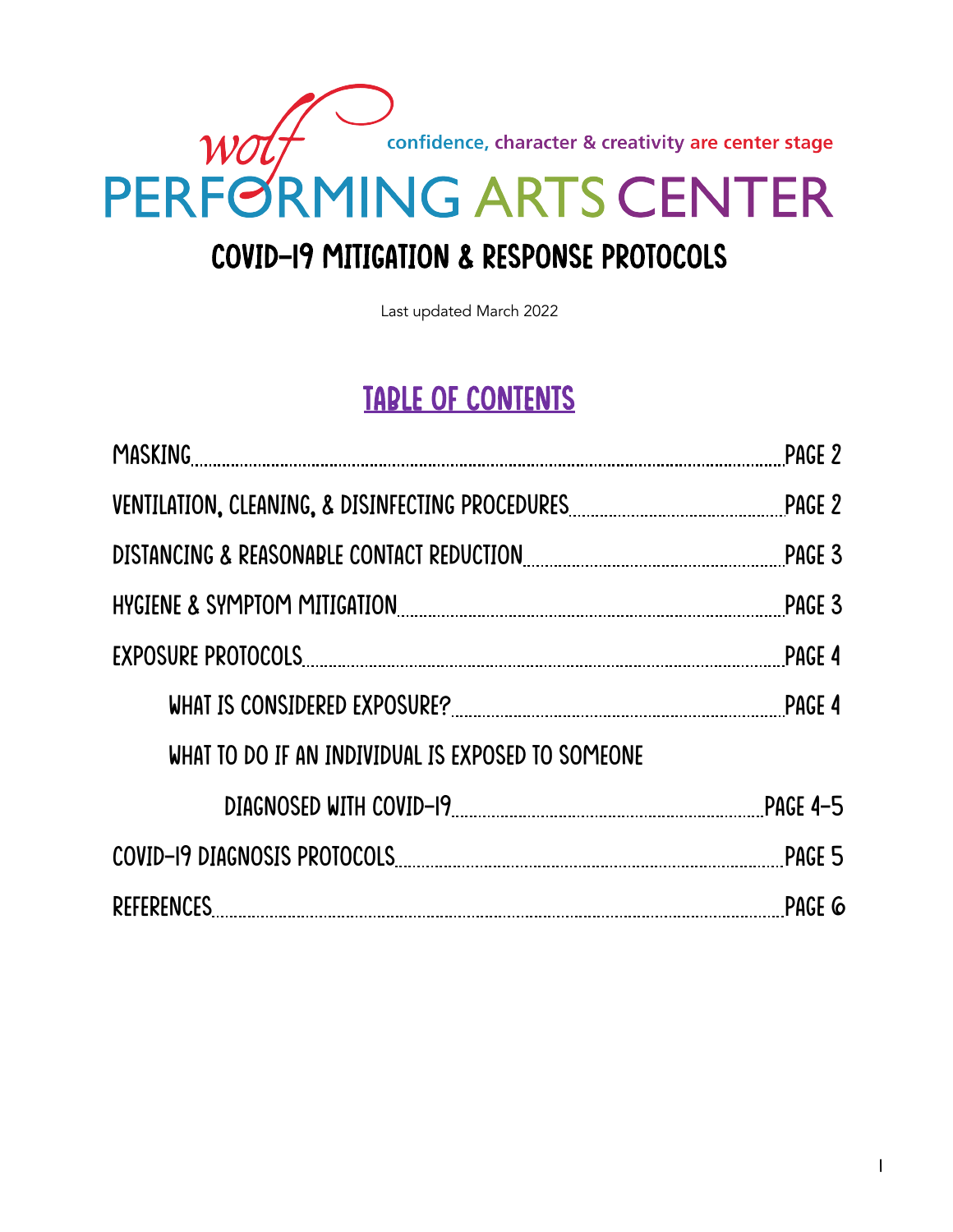wolf PERFORMING ARTS CENTER

confidence, character & creativity are center stage

# COVID-19 MITIGATION & RESPONSE PROTOCOLS

Last updated March 2022

## TABLE OF CONTENTS

- MASKING ........ PAGE 2
- VENTILATION, CLEANING, & DISINFECTING PROCEDURES ........ PAGE 2
- DISTANCING & REASONABLE CONTACT REDUCTION ........ PAGE 3
- HYGIENE & SYMPTOM MITIGATION ........ PAGE 3
- EXPOSURE PROTOCOLS ........ PAGE 4
  - WHAT IS CONSIDERED EXPOSURE? ........ PAGE 4
  - WHAT TO DO IF AN INDIVIDUAL IS EXPOSED TO SOMEONE DIAGNOSED WITH COVID-19 ........ PAGE 4-5
- COVID-19 DIAGNOSIS PROTOCOLS ........ PAGE 5
- REFERENCES ........ PAGE 6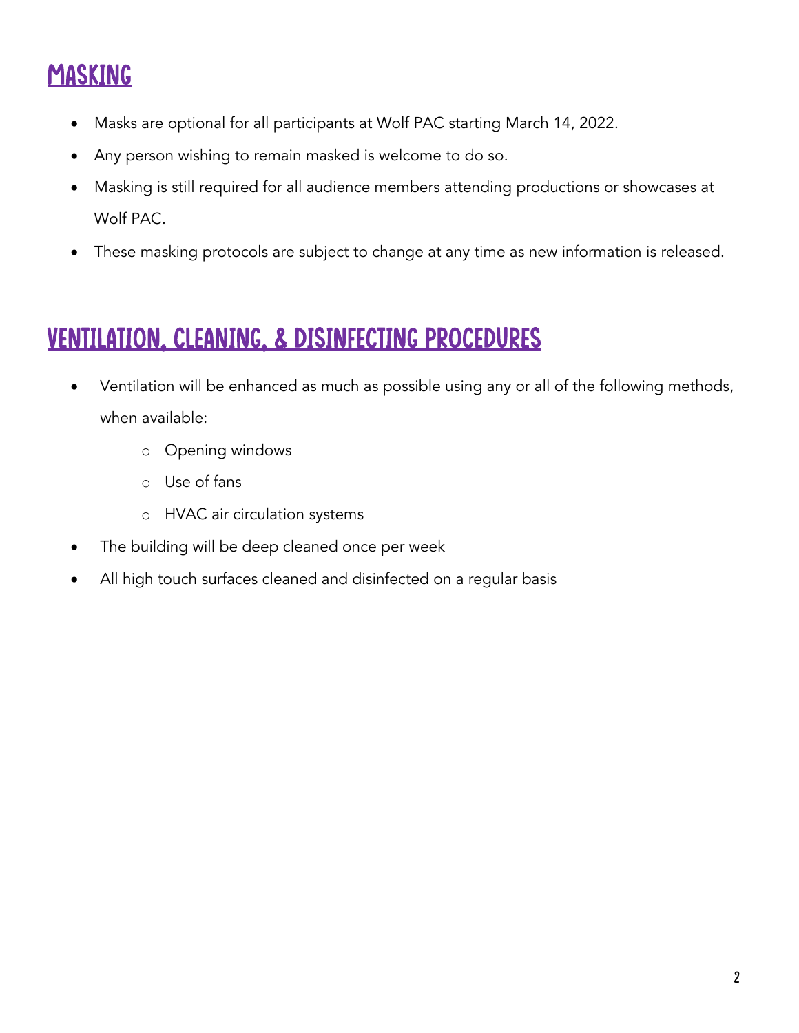## MASKING

- Masks are optional for all participants at Wolf PAC starting March 14, 2022.
- Any person wishing to remain masked is welcome to do so.
- Masking is still required for all audience members attending productions or showcases at Wolf PAC.
- These masking protocols are subject to change at any time as new information is released.

## VENTILATION, CLEANING, & DISINFECTING PROCEDURES

- Ventilation will be enhanced as much as possible using any or all of the following methods, when available:
    - Opening windows
    - Use of fans
    - HVAC air circulation systems
- The building will be deep cleaned once per week
- All high touch surfaces cleaned and disinfected on a regular basis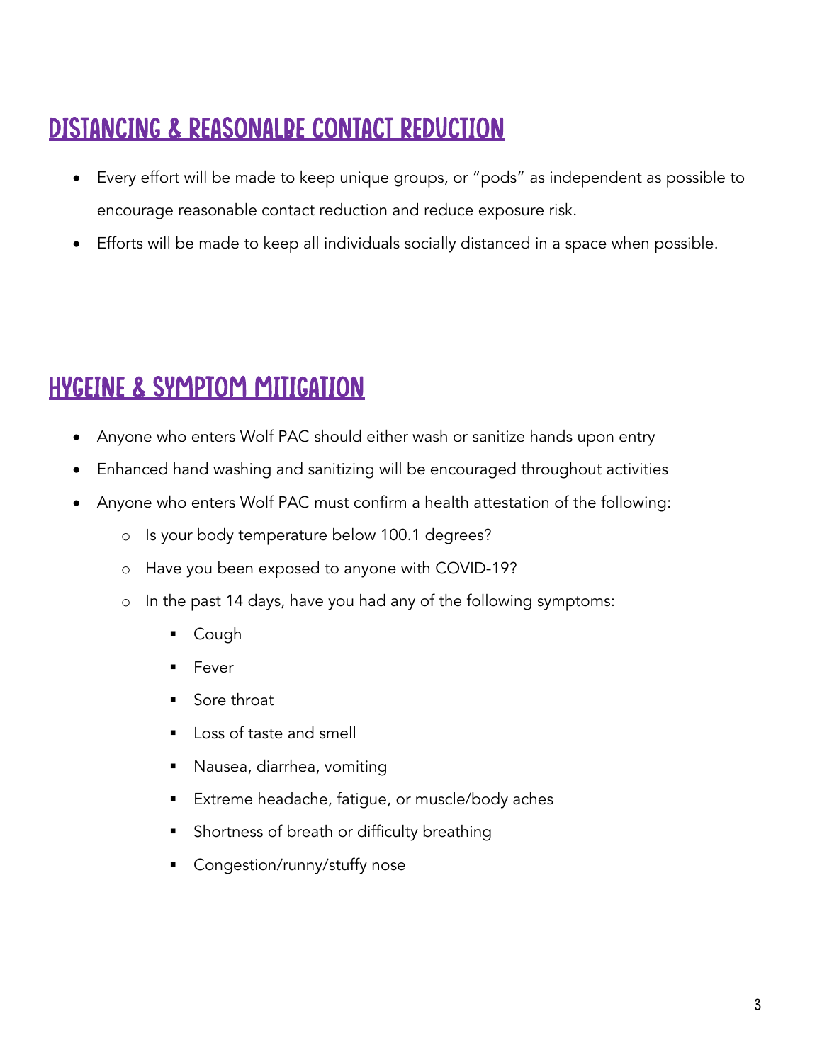## DISTANCING & REASONALBE CONTACT REDUCTION

- Every effort will be made to keep unique groups, or "pods" as independent as possible to encourage reasonable contact reduction and reduce exposure risk.
- Efforts will be made to keep all individuals socially distanced in a space when possible.

## HYGEINE & SYMPTOM MITIGATION

- Anyone who enters Wolf PAC should either wash or sanitize hands upon entry
- Enhanced hand washing and sanitizing will be encouraged throughout activities
- Anyone who enters Wolf PAC must confirm a health attestation of the following:
  - Is your body temperature below 100.1 degrees?
  - Have you been exposed to anyone with COVID-19?
  - In the past 14 days, have you had any of the following symptoms:
    - Cough
    - Fever
    - Sore throat
    - Loss of taste and smell
    - Nausea, diarrhea, vomiting
    - Extreme headache, fatigue, or muscle/body aches
    - Shortness of breath or difficulty breathing
    - Congestion/runny/stuffy nose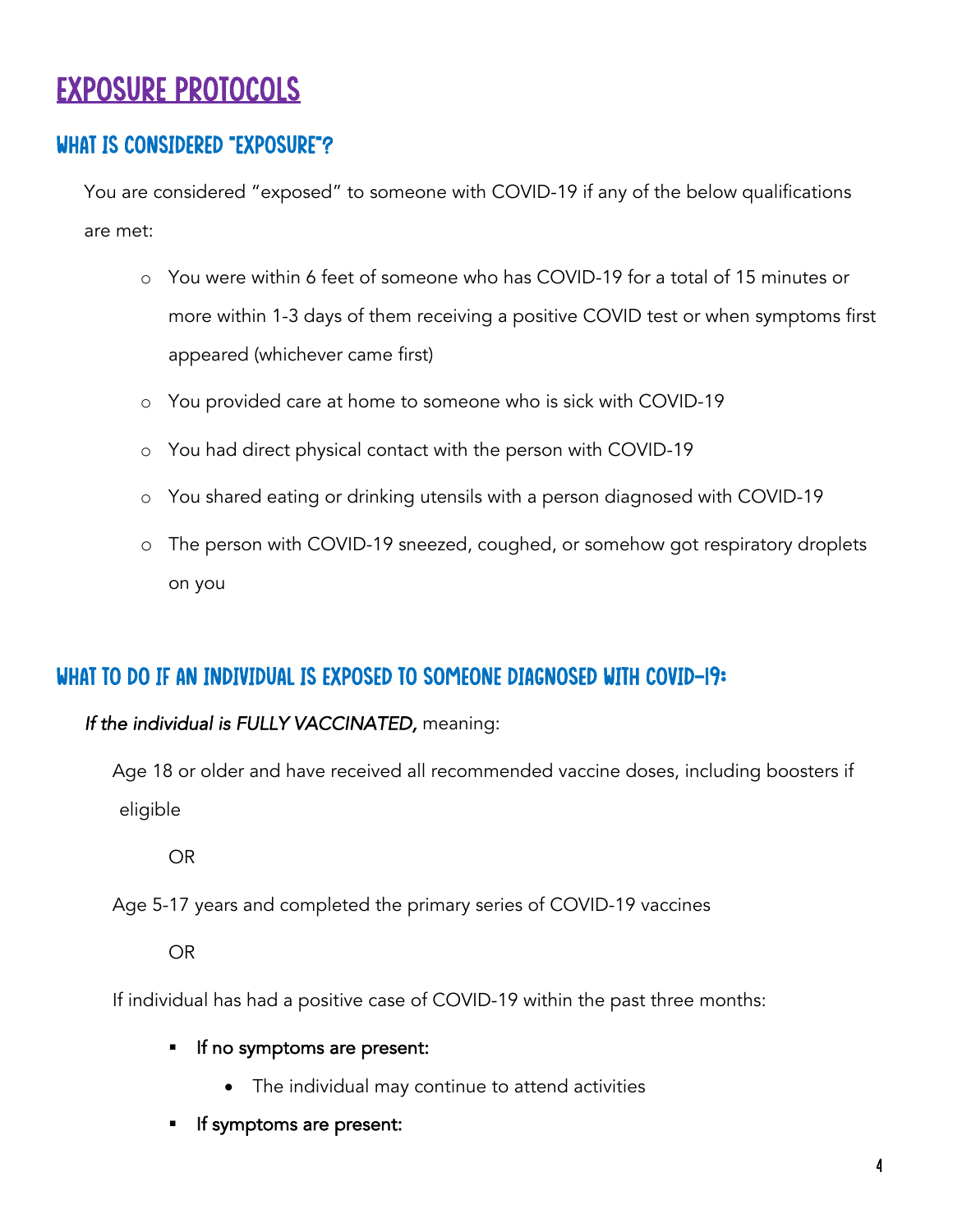# Exposure Protocols

## What is considered "Exposure"?

You are considered "exposed" to someone with COVID-19 if any of the below qualifications are met:

- You were within 6 feet of someone who has COVID-19 for a total of 15 minutes or more within 1-3 days of them receiving a positive COVID test or when symptoms first appeared (whichever came first)
- You provided care at home to someone who is sick with COVID-19
- You had direct physical contact with the person with COVID-19
- You shared eating or drinking utensils with a person diagnosed with COVID-19
- The person with COVID-19 sneezed, coughed, or somehow got respiratory droplets on you

## What to do if an individual is exposed to someone diagnosed with COVID-19:

*If the individual is FULLY VACCINATED,* meaning:

Age 18 or older and have received all recommended vaccine doses, including boosters if eligible

OR

Age 5-17 years and completed the primary series of COVID-19 vaccines

OR

If individual has had a positive case of COVID-19 within the past three months:

- If no symptoms are present:
  - The individual may continue to attend activities
- If symptoms are present: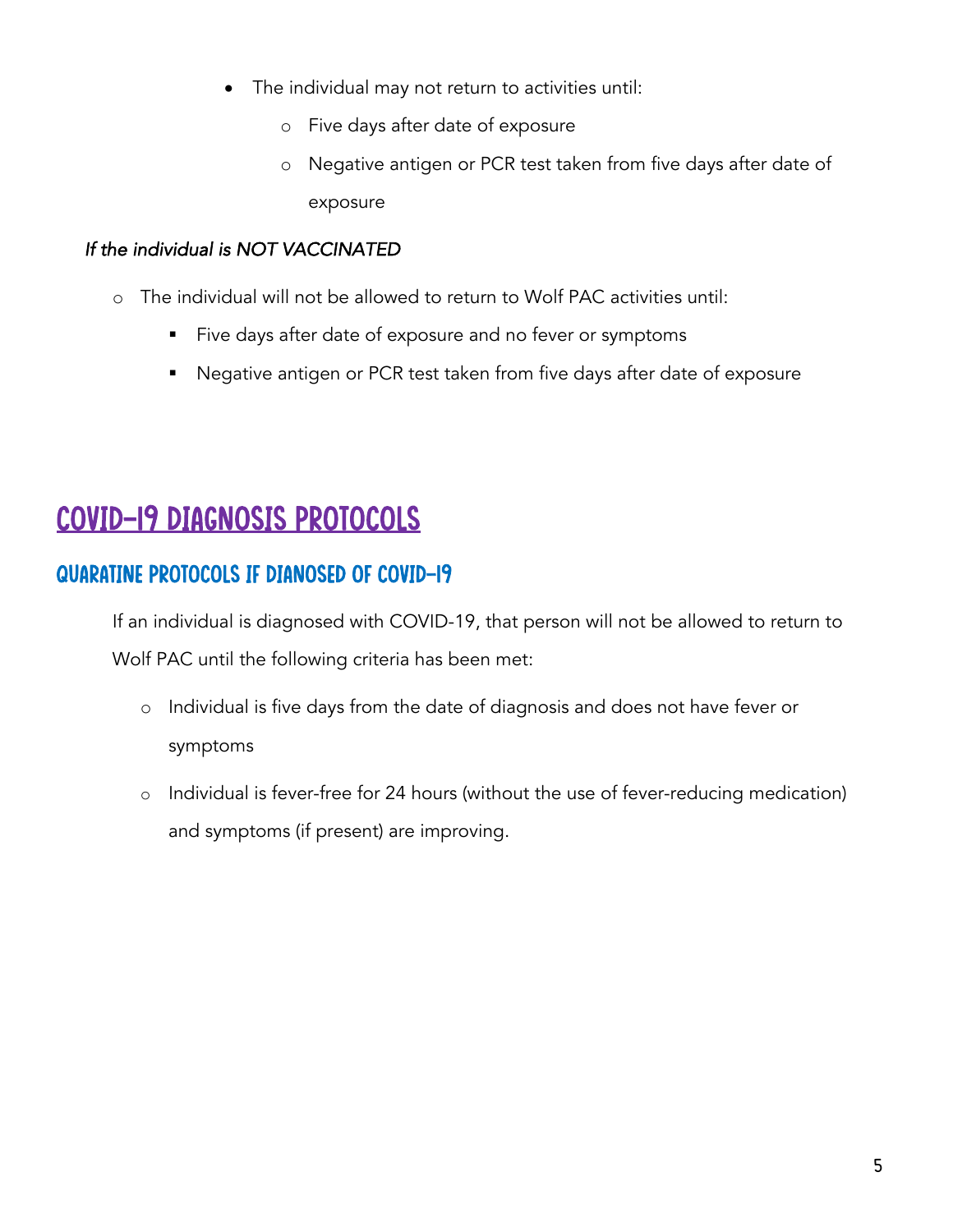- The individual may not return to activities until:
  - Five days after date of exposure
  - Negative antigen or PCR test taken from five days after date of exposure

*If the individual is NOT VACCINATED*

- The individual will not be allowed to return to Wolf PAC activities until:
  - Five days after date of exposure and no fever or symptoms
  - Negative antigen or PCR test taken from five days after date of exposure

# COVID-19 DIAGNOSIS PROTOCOLS

## QUARATINE PROTOCOLS IF DIANOSED OF COVID-19

If an individual is diagnosed with COVID-19, that person will not be allowed to return to Wolf PAC until the following criteria has been met:

- Individual is five days from the date of diagnosis and does not have fever or symptoms
- Individual is fever-free for 24 hours (without the use of fever-reducing medication) and symptoms (if present) are improving.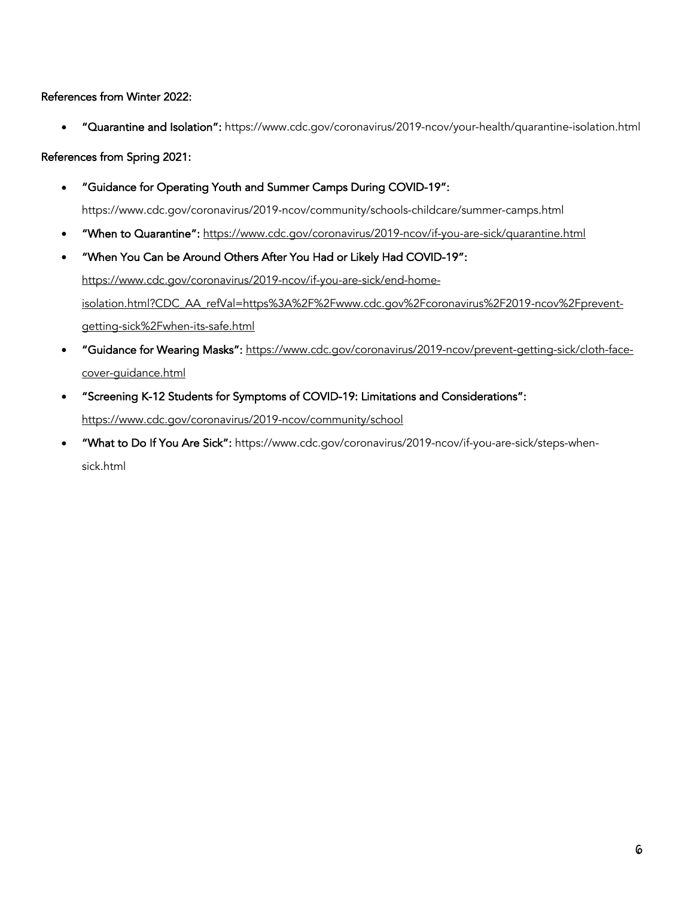**References from Winter 2022:**

- **"Quarantine and Isolation":** https://www.cdc.gov/coronavirus/2019-ncov/your-health/quarantine-isolation.html

**References from Spring 2021:**

- **"Guidance for Operating Youth and Summer Camps During COVID-19":** https://www.cdc.gov/coronavirus/2019-ncov/community/schools-childcare/summer-camps.html
- **"When to Quarantine":** https://www.cdc.gov/coronavirus/2019-ncov/if-you-are-sick/quarantine.html
- **"When You Can be Around Others After You Had or Likely Had COVID-19":** https://www.cdc.gov/coronavirus/2019-ncov/if-you-are-sick/end-home-isolation.html?CDC_AA_refVal=https%3A%2F%2Fwww.cdc.gov%2Fcoronavirus%2F2019-ncov%2Fprevent-getting-sick%2Fwhen-its-safe.html
- **"Guidance for Wearing Masks":** https://www.cdc.gov/coronavirus/2019-ncov/prevent-getting-sick/cloth-face-cover-guidance.html
- **"Screening K-12 Students for Symptoms of COVID-19: Limitations and Considerations":** https://www.cdc.gov/coronavirus/2019-ncov/community/school
- **"What to Do If You Are Sick":** https://www.cdc.gov/coronavirus/2019-ncov/if-you-are-sick/steps-when-sick.html